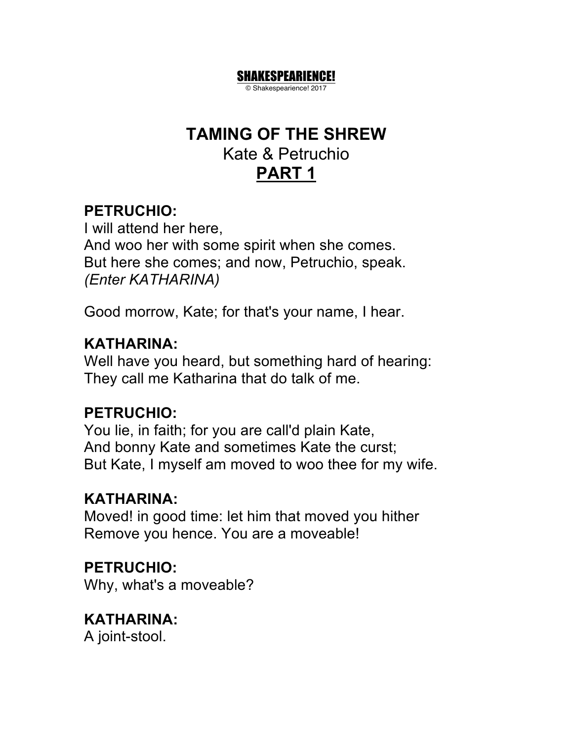**SHAKESPEARIENCE!**
© Shakespearience! 2017

# TAMING OF THE SHREW

## Kate & Petruchio

## PART 1

**PETRUCHIO:**
I will attend her here,
And woo her with some spirit when she comes.
But here she comes; and now, Petruchio, speak.
*(Enter KATHARINA)*

Good morrow, Kate; for that's your name, I hear.

**KATHARINA:**
Well have you heard, but something hard of hearing:
They call me Katharina that do talk of me.

**PETRUCHIO:**
You lie, in faith; for you are call'd plain Kate,
And bonny Kate and sometimes Kate the curst;
But Kate, I myself am moved to woo thee for my wife.

**KATHARINA:**
Moved! in good time: let him that moved you hither
Remove you hence. You are a moveable!

**PETRUCHIO:**
Why, what's a moveable?

**KATHARINA:**
A joint-stool.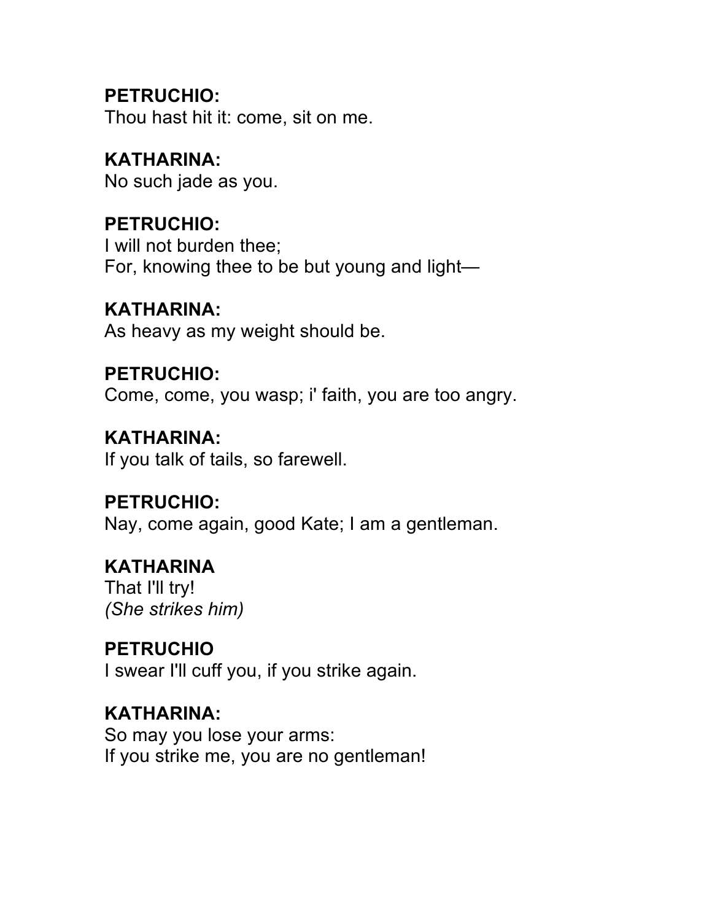**PETRUCHIO:**
Thou hast hit it: come, sit on me.

**KATHARINA:**
No such jade as you.

**PETRUCHIO:**
I will not burden thee;
For, knowing thee to be but young and light—

**KATHARINA:**
As heavy as my weight should be.

**PETRUCHIO:**
Come, come, you wasp; i' faith, you are too angry.

**KATHARINA:**
If you talk of tails, so farewell.

**PETRUCHIO:**
Nay, come again, good Kate; I am a gentleman.

**KATHARINA**
That I'll try!
*(She strikes him)*

**PETRUCHIO**
I swear I'll cuff you, if you strike again.

**KATHARINA:**
So may you lose your arms:
If you strike me, you are no gentleman!